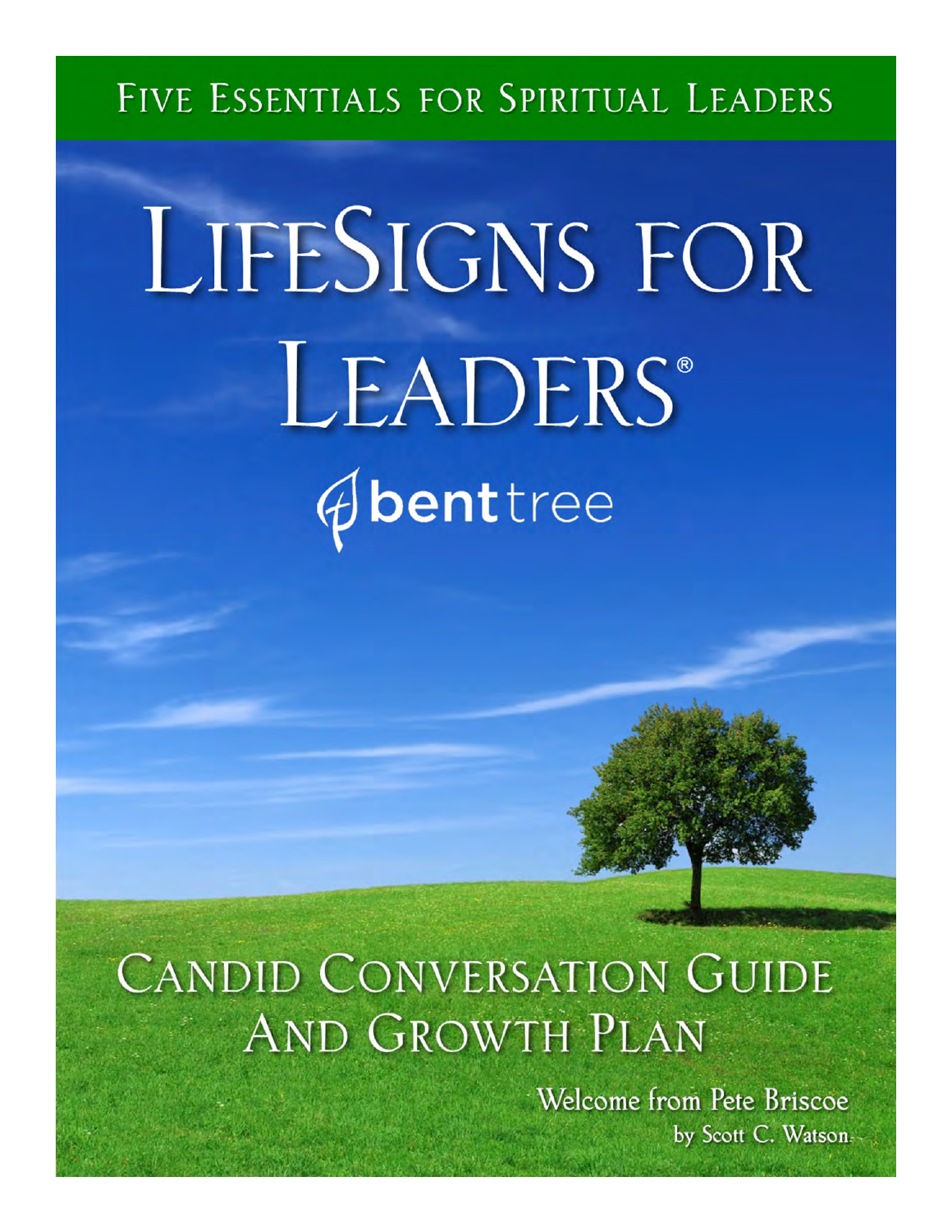FIVE ESSENTIALS FOR SPIRITUAL LEADERS

# LIFESIGNS FOR LEADERS®

benttree

## CANDID CONVERSATION GUIDE AND GROWTH PLAN

Welcome from Pete Briscoe

by Scott C. Watson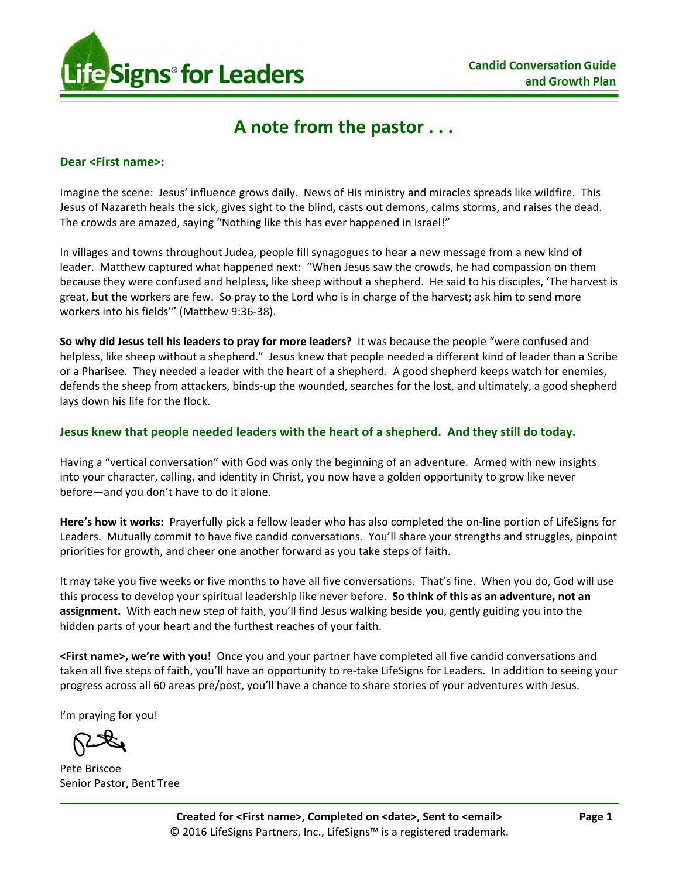# A note from the pastor . . .

**Dear <First name>:**

Imagine the scene: Jesus' influence grows daily. News of His ministry and miracles spreads like wildfire. This Jesus of Nazareth heals the sick, gives sight to the blind, casts out demons, calms storms, and raises the dead. The crowds are amazed, saying "Nothing like this has ever happened in Israel!"

In villages and towns throughout Judea, people fill synagogues to hear a new message from a new kind of leader. Matthew captured what happened next: "When Jesus saw the crowds, he had compassion on them because they were confused and helpless, like sheep without a shepherd. He said to his disciples, 'The harvest is great, but the workers are few. So pray to the Lord who is in charge of the harvest; ask him to send more workers into his fields'" (Matthew 9:36-38).

**So why did Jesus tell his leaders to pray for more leaders?** It was because the people "were confused and helpless, like sheep without a shepherd." Jesus knew that people needed a different kind of leader than a Scribe or a Pharisee. They needed a leader with the heart of a shepherd. A good shepherd keeps watch for enemies, defends the sheep from attackers, binds-up the wounded, searches for the lost, and ultimately, a good shepherd lays down his life for the flock.

**Jesus knew that people needed leaders with the heart of a shepherd. And they still do today.**

Having a "vertical conversation" with God was only the beginning of an adventure. Armed with new insights into your character, calling, and identity in Christ, you now have a golden opportunity to grow like never before—and you don't have to do it alone.

**Here's how it works:** Prayerfully pick a fellow leader who has also completed the on-line portion of LifeSigns for Leaders. Mutually commit to have five candid conversations. You'll share your strengths and struggles, pinpoint priorities for growth, and cheer one another forward as you take steps of faith.

It may take you five weeks or five months to have all five conversations. That's fine. When you do, God will use this process to develop your spiritual leadership like never before. **So think of this as an adventure, not an assignment.** With each new step of faith, you'll find Jesus walking beside you, gently guiding you into the hidden parts of your heart and the furthest reaches of your faith.

**<First name>, we're with you!** Once you and your partner have completed all five candid conversations and taken all five steps of faith, you'll have an opportunity to re-take LifeSigns for Leaders. In addition to seeing your progress across all 60 areas pre/post, you'll have a chance to share stories of your adventures with Jesus.

I'm praying for you!

Pete Briscoe
Senior Pastor, Bent Tree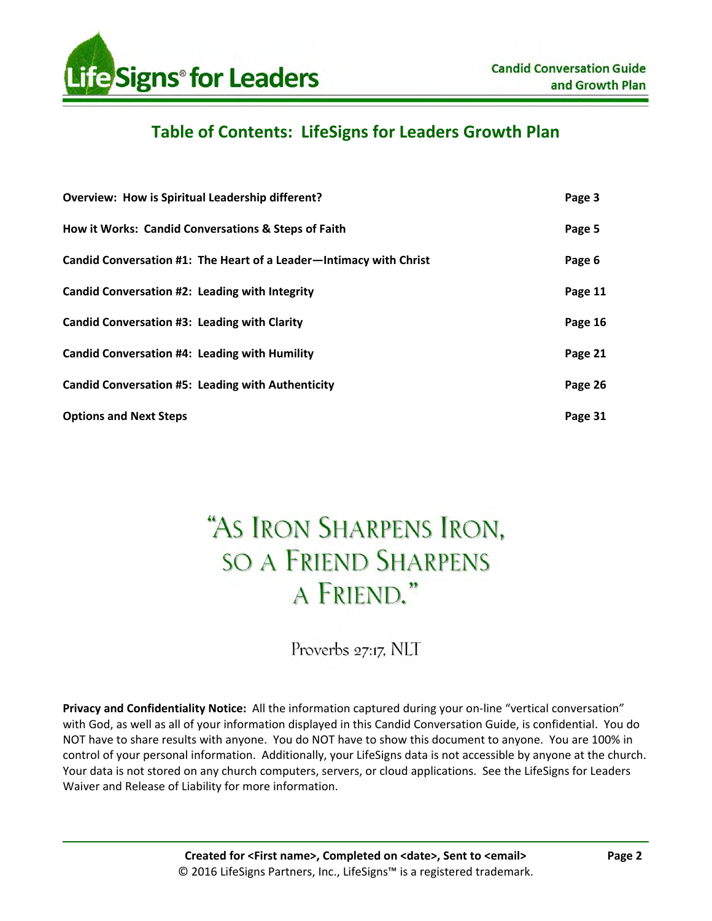## Table of Contents: LifeSigns for Leaders Growth Plan

| | |
|---|---|
| **Overview: How is Spiritual Leadership different?** | **Page 3** |
| **How it Works: Candid Conversations & Steps of Faith** | **Page 5** |
| **Candid Conversation #1: The Heart of a Leader—Intimacy with Christ** | **Page 6** |
| **Candid Conversation #2: Leading with Integrity** | **Page 11** |
| **Candid Conversation #3: Leading with Clarity** | **Page 16** |
| **Candid Conversation #4: Leading with Humility** | **Page 21** |
| **Candid Conversation #5: Leading with Authenticity** | **Page 26** |
| **Options and Next Steps** | **Page 31** |

"As Iron Sharpens Iron, so a Friend Sharpens a Friend."

Proverbs 27:17, NLT

**Privacy and Confidentiality Notice:** All the information captured during your on-line "vertical conversation" with God, as well as all of your information displayed in this Candid Conversation Guide, is confidential. You do NOT have to share results with anyone. You do NOT have to show this document to anyone. You are 100% in control of your personal information. Additionally, your LifeSigns data is not accessible by anyone at the church. Your data is not stored on any church computers, servers, or cloud applications. See the LifeSigns for Leaders Waiver and Release of Liability for more information.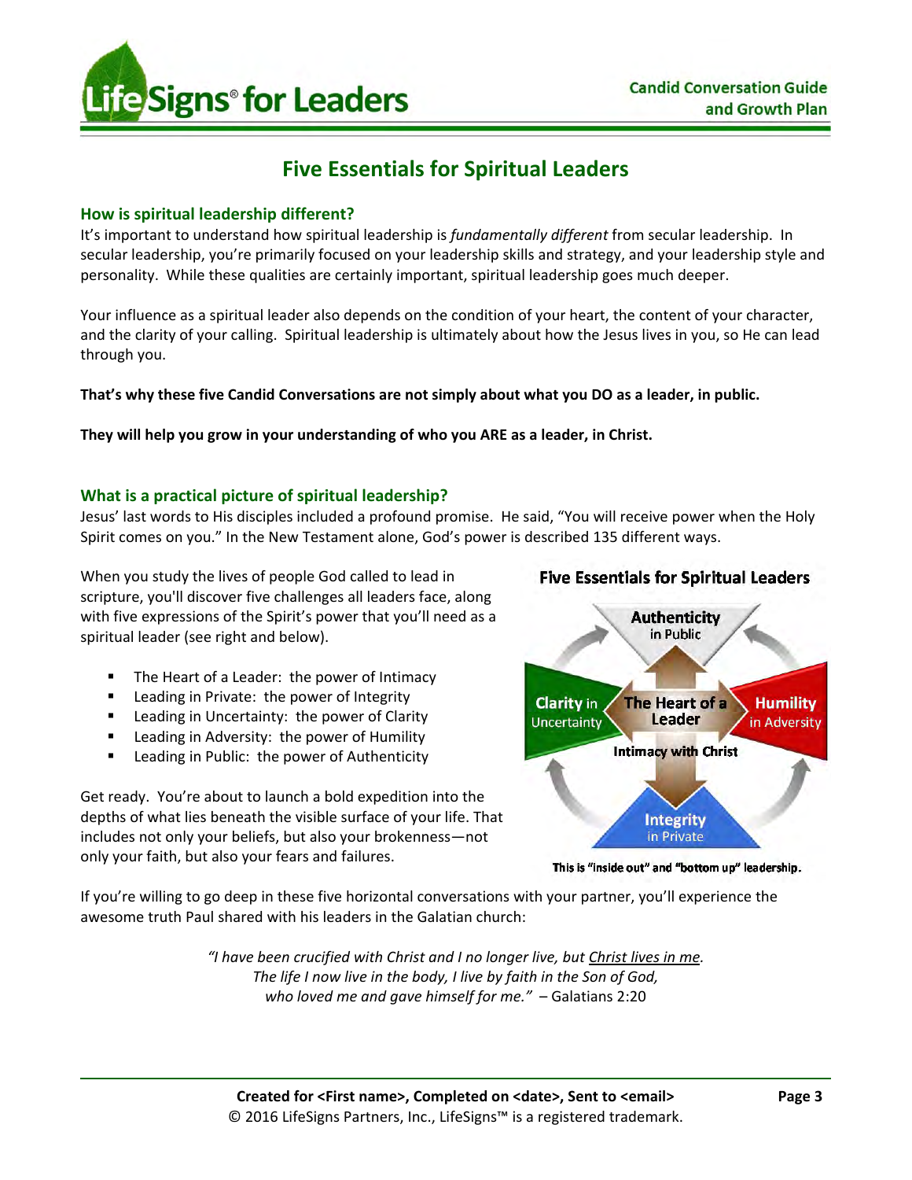# Five Essentials for Spiritual Leaders

## How is spiritual leadership different?

It's important to understand how spiritual leadership is *fundamentally different* from secular leadership. In secular leadership, you're primarily focused on your leadership skills and strategy, and your leadership style and personality. While these qualities are certainly important, spiritual leadership goes much deeper.

Your influence as a spiritual leader also depends on the condition of your heart, the content of your character, and the clarity of your calling. Spiritual leadership is ultimately about how the Jesus lives in you, so He can lead through you.

**That's why these five Candid Conversations are not simply about what you DO as a leader, in public.**

**They will help you grow in your understanding of who you ARE as a leader, in Christ.**

## What is a practical picture of spiritual leadership?

Jesus' last words to His disciples included a profound promise. He said, "You will receive power when the Holy Spirit comes on you." In the New Testament alone, God's power is described 135 different ways.

When you study the lives of people God called to lead in scripture, you'll discover five challenges all leaders face, along with five expressions of the Spirit's power that you'll need as a spiritual leader (see right and below).

- The Heart of a Leader: the power of Intimacy
- Leading in Private: the power of Integrity
- Leading in Uncertainty: the power of Clarity
- Leading in Adversity: the power of Humility
- Leading in Public: the power of Authenticity

Get ready. You're about to launch a bold expedition into the depths of what lies beneath the visible surface of your life. That includes not only your beliefs, but also your brokenness—not only your faith, but also your fears and failures.

**Five Essentials for Spiritual Leaders**

Authenticity in Public — Clarity in Uncertainty — The Heart of a Leader: Intimacy with Christ — Humility in Adversity — Integrity in Private

This is "inside out" and "bottom up" leadership.

If you're willing to go deep in these five horizontal conversations with your partner, you'll experience the awesome truth Paul shared with his leaders in the Galatian church:

> *"I have been crucified with Christ and I no longer live, but Christ lives in me. The life I now live in the body, I live by faith in the Son of God, who loved me and gave himself for me."* – Galatians 2:20

**Created for <First name>, Completed on <date>, Sent to <email>**
© 2016 LifeSigns Partners, Inc., LifeSigns™ is a registered trademark.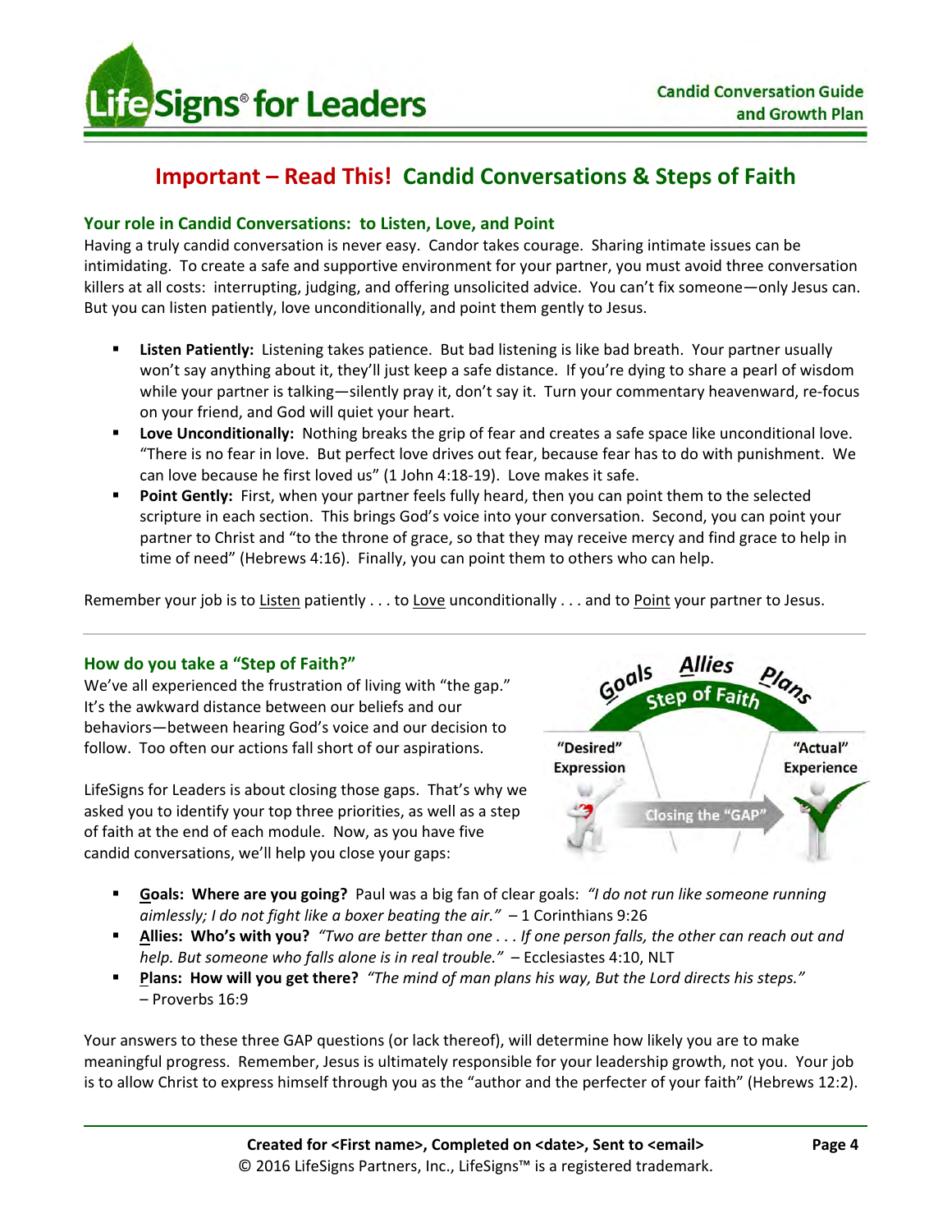# Important – Read This! Candid Conversations & Steps of Faith

### Your role in Candid Conversations: to Listen, Love, and Point

Having a truly candid conversation is never easy. Candor takes courage. Sharing intimate issues can be intimidating. To create a safe and supportive environment for your partner, you must avoid three conversation killers at all costs: interrupting, judging, and offering unsolicited advice. You can't fix someone—only Jesus can. But you can listen patiently, love unconditionally, and point them gently to Jesus.

- **Listen Patiently:** Listening takes patience. But bad listening is like bad breath. Your partner usually won't say anything about it, they'll just keep a safe distance. If you're dying to share a pearl of wisdom while your partner is talking—silently pray it, don't say it. Turn your commentary heavenward, re-focus on your friend, and God will quiet your heart.
- **Love Unconditionally:** Nothing breaks the grip of fear and creates a safe space like unconditional love. "There is no fear in love. But perfect love drives out fear, because fear has to do with punishment. We can love because he first loved us" (1 John 4:18-19). Love makes it safe.
- **Point Gently:** First, when your partner feels fully heard, then you can point them to the selected scripture in each section. This brings God's voice into your conversation. Second, you can point your partner to Christ and "to the throne of grace, so that they may receive mercy and find grace to help in time of need" (Hebrews 4:16). Finally, you can point them to others who can help.

Remember your job is to Listen patiently . . . to Love unconditionally . . . and to Point your partner to Jesus.

### How do you take a "Step of Faith?"

We've all experienced the frustration of living with "the gap." It's the awkward distance between our beliefs and our behaviors—between hearing God's voice and our decision to follow. Too often our actions fall short of our aspirations.

LifeSigns for Leaders is about closing those gaps. That's why we asked you to identify your top three priorities, as well as a step of faith at the end of each module. Now, as you have five candid conversations, we'll help you close your gaps:

- **Goals: Where are you going?** Paul was a big fan of clear goals: *"I do not run like someone running aimlessly; I do not fight like a boxer beating the air."* – 1 Corinthians 9:26
- **Allies: Who's with you?** *"Two are better than one . . . If one person falls, the other can reach out and help. But someone who falls alone is in real trouble."* – Ecclesiastes 4:10, NLT
- **Plans: How will you get there?** *"The mind of man plans his way, But the Lord directs his steps."* – Proverbs 16:9

Your answers to these three GAP questions (or lack thereof), will determine how likely you are to make meaningful progress. Remember, Jesus is ultimately responsible for your leadership growth, not you. Your job is to allow Christ to express himself through you as the "author and the perfecter of your faith" (Hebrews 12:2).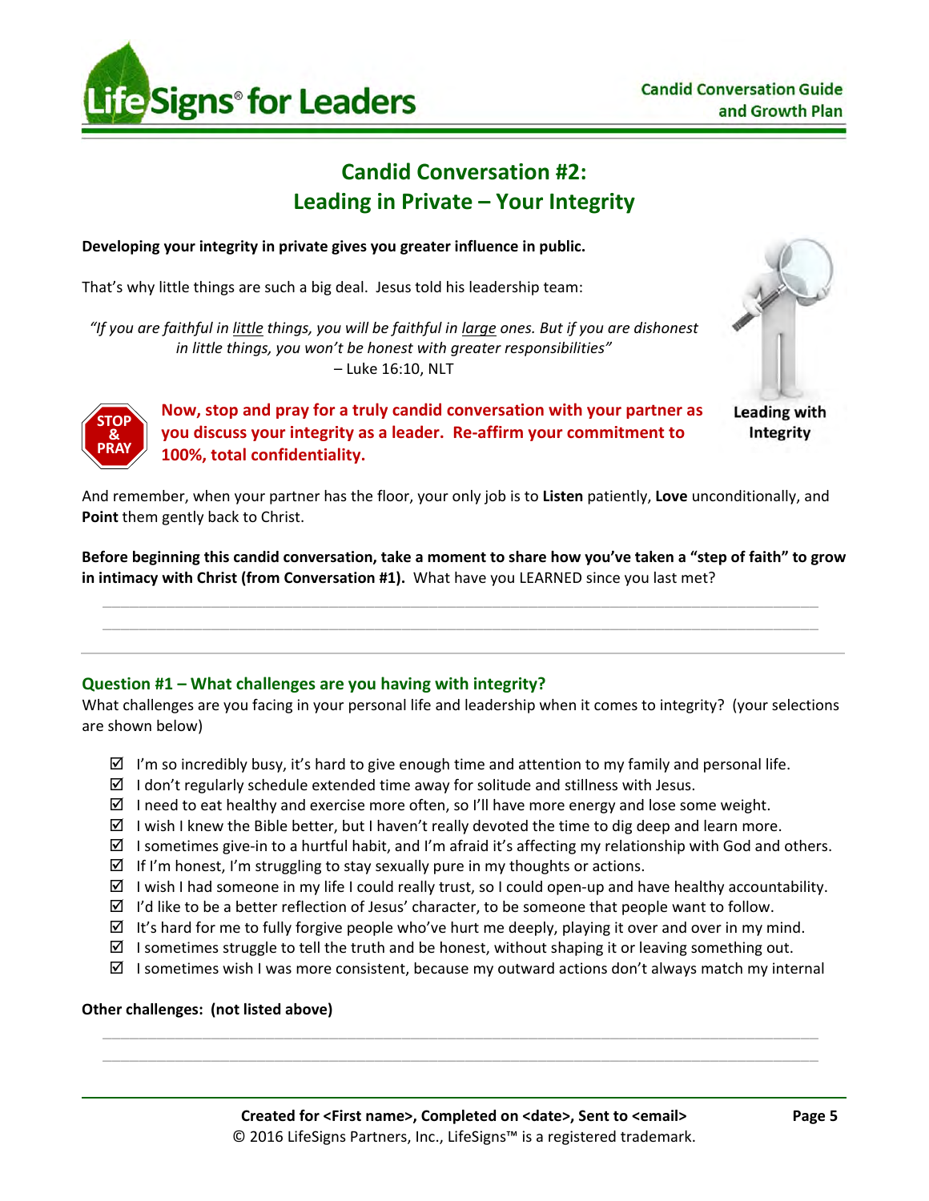# Candid Conversation #2:
# Leading in Private – Your Integrity

**Developing your integrity in private gives you greater influence in public.**

That's why little things are such a big deal. Jesus told his leadership team:

> *"If you are faithful in little things, you will be faithful in large ones. But if you are dishonest in little things, you won't be honest with greater responsibilities"*
> – Luke 16:10, NLT

Leading with Integrity

STOP & PRAY **Now, stop and pray for a truly candid conversation with your partner as you discuss your integrity as a leader. Re-affirm your commitment to 100%, total confidentiality.**

And remember, when your partner has the floor, your only job is to **Listen** patiently, **Love** unconditionally, and **Point** them gently back to Christ.

**Before beginning this candid conversation, take a moment to share how you've taken a "step of faith" to grow in intimacy with Christ (from Conversation #1).** What have you LEARNED since you last met?

______________________________________________________________________________

______________________________________________________________________________

## Question #1 – What challenges are you having with integrity?

What challenges are you facing in your personal life and leadership when it comes to integrity? (your selections are shown below)

- ☑ I'm so incredibly busy, it's hard to give enough time and attention to my family and personal life.
- ☑ I don't regularly schedule extended time away for solitude and stillness with Jesus.
- ☑ I need to eat healthy and exercise more often, so I'll have more energy and lose some weight.
- ☑ I wish I knew the Bible better, but I haven't really devoted the time to dig deep and learn more.
- ☑ I sometimes give-in to a hurtful habit, and I'm afraid it's affecting my relationship with God and others.
- ☑ If I'm honest, I'm struggling to stay sexually pure in my thoughts or actions.
- ☑ I wish I had someone in my life I could really trust, so I could open-up and have healthy accountability.
- ☑ I'd like to be a better reflection of Jesus' character, to be someone that people want to follow.
- ☑ It's hard for me to fully forgive people who've hurt me deeply, playing it over and over in my mind.
- ☑ I sometimes struggle to tell the truth and be honest, without shaping it or leaving something out.
- ☑ I sometimes wish I was more consistent, because my outward actions don't always match my internal

**Other challenges: (not listed above)**

______________________________________________________________________________

______________________________________________________________________________

**Created for <First name>, Completed on <date>, Sent to <email>**
© 2016 LifeSigns Partners, Inc., LifeSigns™ is a registered trademark.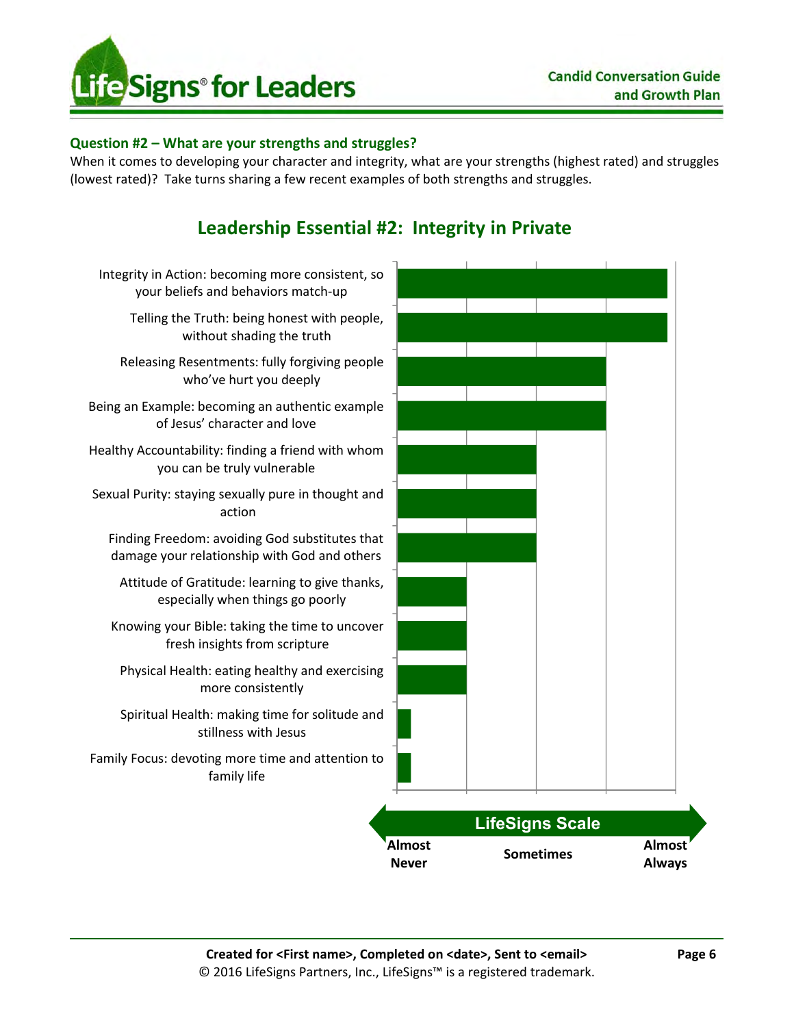## Question #2 – What are your strengths and struggles?

When it comes to developing your character and integrity, what are your strengths (highest rated) and struggles (lowest rated)? Take turns sharing a few recent examples of both strengths and struggles.

## Leadership Essential #2: Integrity in Private

- Integrity in Action: becoming more consistent, so your beliefs and behaviors match-up
- Telling the Truth: being honest with people, without shading the truth
- Releasing Resentments: fully forgiving people who've hurt you deeply
- Being an Example: becoming an authentic example of Jesus' character and love
- Healthy Accountability: finding a friend with whom you can be truly vulnerable
- Sexual Purity: staying sexually pure in thought and action
- Finding Freedom: avoiding God substitutes that damage your relationship with God and others
- Attitude of Gratitude: learning to give thanks, especially when things go poorly
- Knowing your Bible: taking the time to uncover fresh insights from scripture
- Physical Health: eating healthy and exercising more consistently
- Spiritual Health: making time for solitude and stillness with Jesus
- Family Focus: devoting more time and attention to family life

**LifeSigns Scale**

**Almost Never** — **Sometimes** — **Almost Always**

**Created for <First name>, Completed on <date>, Sent to <email>**

© 2016 LifeSigns Partners, Inc., LifeSigns™ is a registered trademark.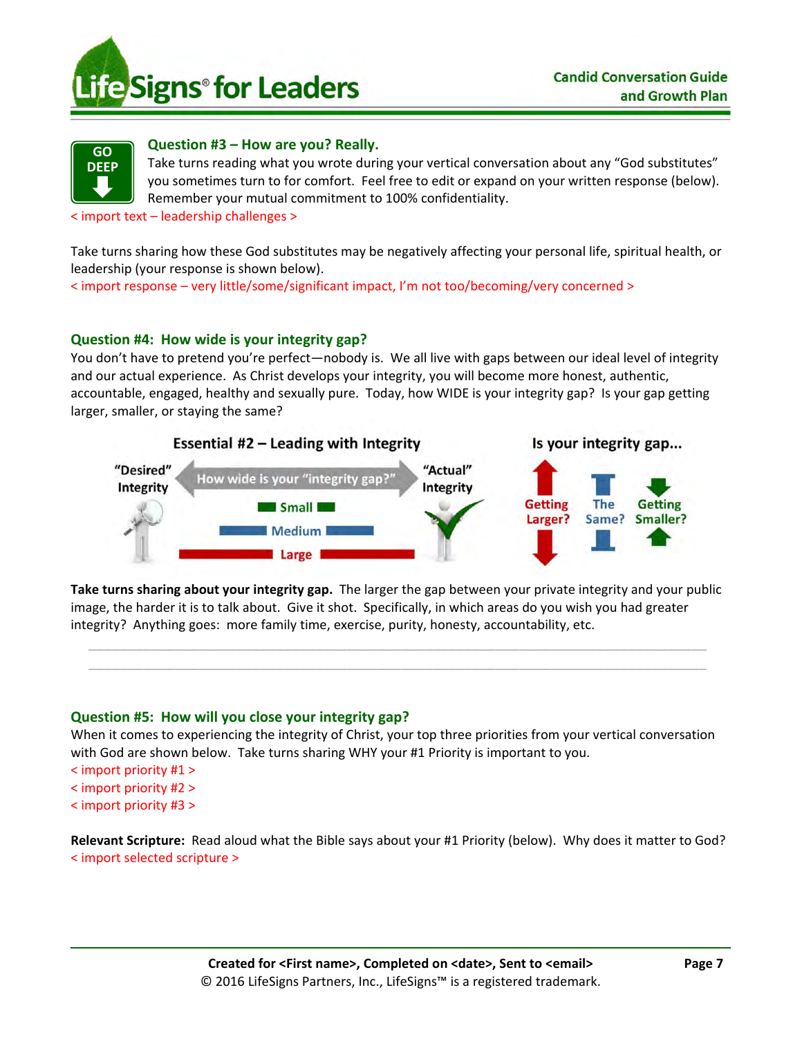**GO DEEP**

### Question #3 – How are you? Really.

Take turns reading what you wrote during your vertical conversation about any "God substitutes" you sometimes turn to for comfort. Feel free to edit or expand on your written response (below). Remember your mutual commitment to 100% confidentiality.

< import text – leadership challenges >

Take turns sharing how these God substitutes may be negatively affecting your personal life, spiritual health, or leadership (your response is shown below).

< import response – very little/some/significant impact, I'm not too/becoming/very concerned >

### Question #4: How wide is your integrity gap?

You don't have to pretend you're perfect—nobody is. We all live with gaps between our ideal level of integrity and our actual experience. As Christ develops your integrity, you will become more honest, authentic, accountable, engaged, healthy and sexually pure. Today, how WIDE is your integrity gap? Is your gap getting larger, smaller, or staying the same?

**Essential #2 – Leading with Integrity**

"Desired" Integrity — How wide is your "integrity gap?" — "Actual" Integrity

Small

Medium

Large

**Is your integrity gap...**

Getting Larger? The Same? Getting Smaller?

**Take turns sharing about your integrity gap.** The larger the gap between your private integrity and your public image, the harder it is to talk about. Give it shot. Specifically, in which areas do you wish you had greater integrity? Anything goes: more family time, exercise, purity, honesty, accountability, etc.

______________________________________________________________________________

______________________________________________________________________________

### Question #5: How will you close your integrity gap?

When it comes to experiencing the integrity of Christ, your top three priorities from your vertical conversation with God are shown below. Take turns sharing WHY your #1 Priority is important to you.

< import priority #1 >
< import priority #2 >
< import priority #3 >

**Relevant Scripture:** Read aloud what the Bible says about your #1 Priority (below). Why does it matter to God?

< import selected scripture >

**Created for <First name>, Completed on <date>, Sent to <email>**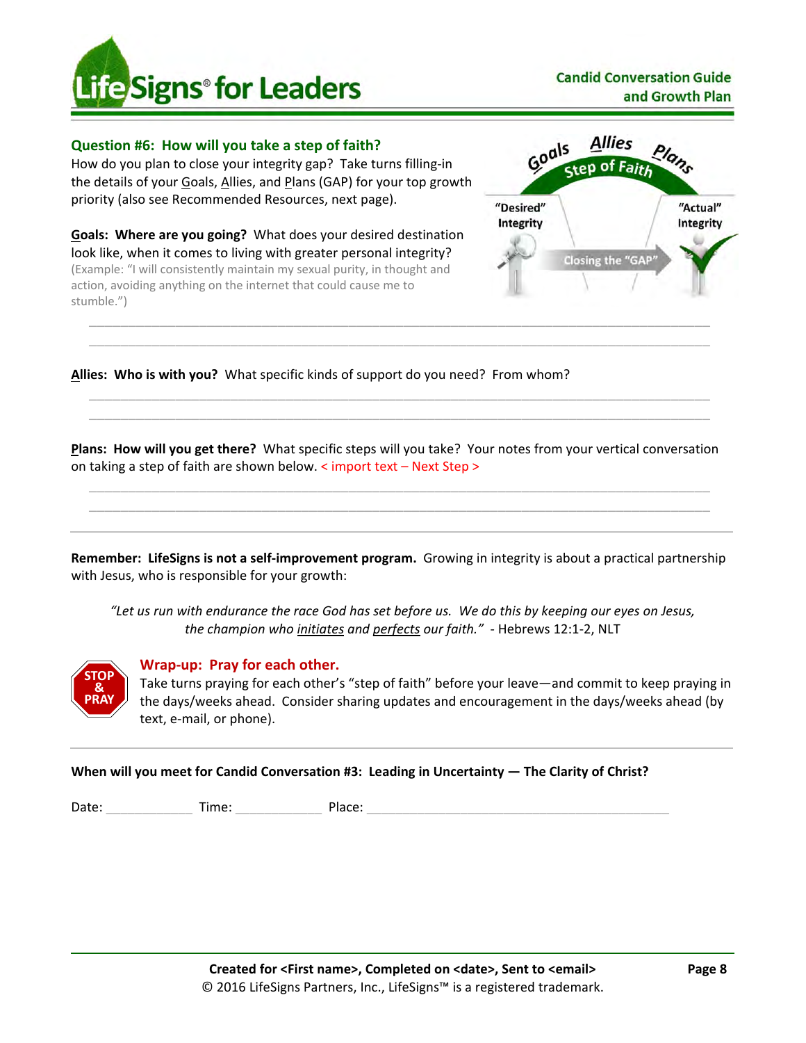### Question #6: How will you take a step of faith?

How do you plan to close your integrity gap? Take turns filling-in the details of your Goals, Allies, and Plans (GAP) for your top growth priority (also see Recommended Resources, next page).

Goals Allies Plans
Step of Faith
"Desired" Integrity
"Actual" Integrity
Closing the "GAP"

**Goals: Where are you going?** What does your desired destination look like, when it comes to living with greater personal integrity? (Example: "I will consistently maintain my sexual purity, in thought and action, avoiding anything on the internet that could cause me to stumble.")

______________________________________________________________________________

______________________________________________________________________________

**Allies: Who is with you?** What specific kinds of support do you need? From whom?

______________________________________________________________________________

______________________________________________________________________________

**Plans: How will you get there?** What specific steps will you take? Your notes from your vertical conversation on taking a step of faith are shown below. < import text – Next Step >

______________________________________________________________________________

______________________________________________________________________________

---

**Remember: LifeSigns is not a self-improvement program.** Growing in integrity is about a practical partnership with Jesus, who is responsible for your growth:

> *"Let us run with endurance the race God has set before us. We do this by keeping our eyes on Jesus, the champion who initiates and perfects our faith."* - Hebrews 12:1-2, NLT

STOP & PRAY

### Wrap-up: Pray for each other.

Take turns praying for each other's "step of faith" before your leave—and commit to keep praying in the days/weeks ahead. Consider sharing updates and encouragement in the days/weeks ahead (by text, e-mail, or phone).

---

**When will you meet for Candid Conversation #3: Leading in Uncertainty — The Clarity of Christ?**

Date: ____________ Time: ____________ Place: ____________________________________________

**Created for <First name>, Completed on <date>, Sent to <email>**

© 2016 LifeSigns Partners, Inc., LifeSigns™ is a registered trademark.